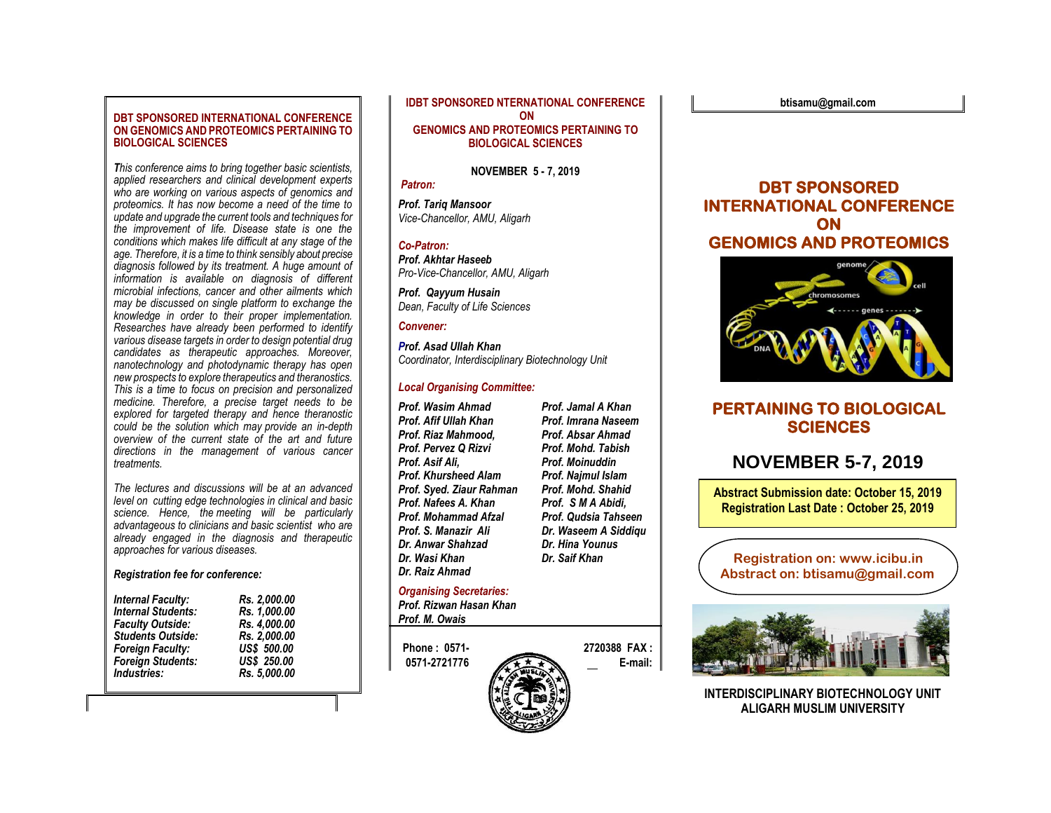## DBT SPONSORED INTERNATIONAL CONFERENCE ON GENOMICS AND PROTEOMICS PERTAINING TO BIOLOGICAL SCIENCES

*This conference aims to bring together basic scientists, applied researchers and clinical development experts who are working on various aspects of genomics and proteomics. It has now become a need of the time to update and upgrade the current tools and techniques for the improvement of life. Disease state is one the conditions which makes life difficult at any stage of the age. Therefore, it is a time to think sensibly about precise diagnosis followed by its treatment. A huge amount of information is available on diagnosis of different microbial infections, cancer and other ailments which may be discussed on single platform to exchange the knowledge in order to their proper implementation. Researches have already been performed to identify various disease targets in order to design potential drug candidates as therapeutic approaches. Moreover, nanotechnology and photodynamic therapy has open new prospects to explore therapeutics and theranostics. This is a time to focus on precision and personalized medicine. Therefore, a precise target needs to be explored for targeted therapy and hence theranostic could be the solution which may provide an in-depth overview of the current state of the art and future directions in the management of various cancer treatments.*

*The lectures and discussions will be at an advanced level on cutting edge technologies in clinical and basic science. Hence, the meeting will be particularly advantageous to clinicians and basic scientist who are already engaged in the diagnosis and therapeutic approaches for various diseases.*

***Registration fee for conference:***

| | |
|---|---|
| ***Internal Faculty:*** | ***Rs. 2,000.00*** |
| ***Internal Students:*** | ***Rs. 1,000.00*** |
| ***Faculty Outside:*** | ***Rs. 4,000.00*** |
| ***Students Outside:*** | ***Rs. 2,000.00*** |
| ***Foreign Faculty:*** | ***US$ 500.00*** |
| ***Foreign Students:*** | ***US$ 250.00*** |
| ***Industries:*** | ***Rs. 5,000.00*** |

## IDBT SPONSORED NTERNATIONAL CONFERENCE ON GENOMICS AND PROTEOMICS PERTAINING TO BIOLOGICAL SCIENCES

**NOVEMBER 5 - 7, 2019**

***Patron:***

***Prof. Tariq Mansoor***
*Vice-Chancellor, AMU, Aligarh*

***Co-Patron:***

***Prof. Akhtar Haseeb***
*Pro-Vice-Chancellor, AMU, Aligarh*

***Prof. Qayyum Husain***
*Dean, Faculty of Life Sciences*

***Convener:***

***Prof. Asad Ullah Khan***
*Coordinator, Interdisciplinary Biotechnology Unit*

***Local Organising Committee:***

***Prof. Wasim Ahmad***
***Prof. Afif Ullah Khan***
***Prof. Riaz Mahmood,***
***Prof. Pervez Q Rizvi***
***Prof. Asif Ali,***
***Prof. Khursheed Alam***
***Prof. Syed. Ziaur Rahman***
***Prof. Nafees A. Khan***
***Prof. Mohammad Afzal***
***Prof. S. Manazir Ali***
***Dr. Anwar Shahzad***
***Dr. Wasi Khan***
***Dr. Raiz Ahmad***
***Prof. Jamal A Khan***
***Prof. Imrana Naseem***
***Prof. Absar Ahmad***
***Prof. Mohd. Tabish***
***Prof. Moinuddin***
***Prof. Najmul Islam***
***Prof. Mohd. Shahid***
***Prof. S M A Abidi,***
***Prof. Qudsia Tahseen***
***Dr. Waseem A Siddiqu***
***Dr. Hina Younus***
***Dr. Saif Khan***

***Organising Secretaries:***

***Prof. Rizwan Hasan Khan***
***Prof. M. Owais***

**Phone : 0571-2720388 FAX : 0571-2721776 E-mail: btisamu@gmail.com**

# DBT SPONSORED INTERNATIONAL CONFERENCE ON GENOMICS AND PROTEOMICS

## PERTAINING TO BIOLOGICAL SCIENCES

## NOVEMBER 5-7, 2019

**Abstract Submission date: October 15, 2019**
**Registration Last Date : October 25, 2019**

**Registration on: www.icibu.in**
**Abstract on: btisamu@gmail.com**

**INTERDISCIPLINARY BIOTECHNOLOGY UNIT**
**ALIGARH MUSLIM UNIVERSITY**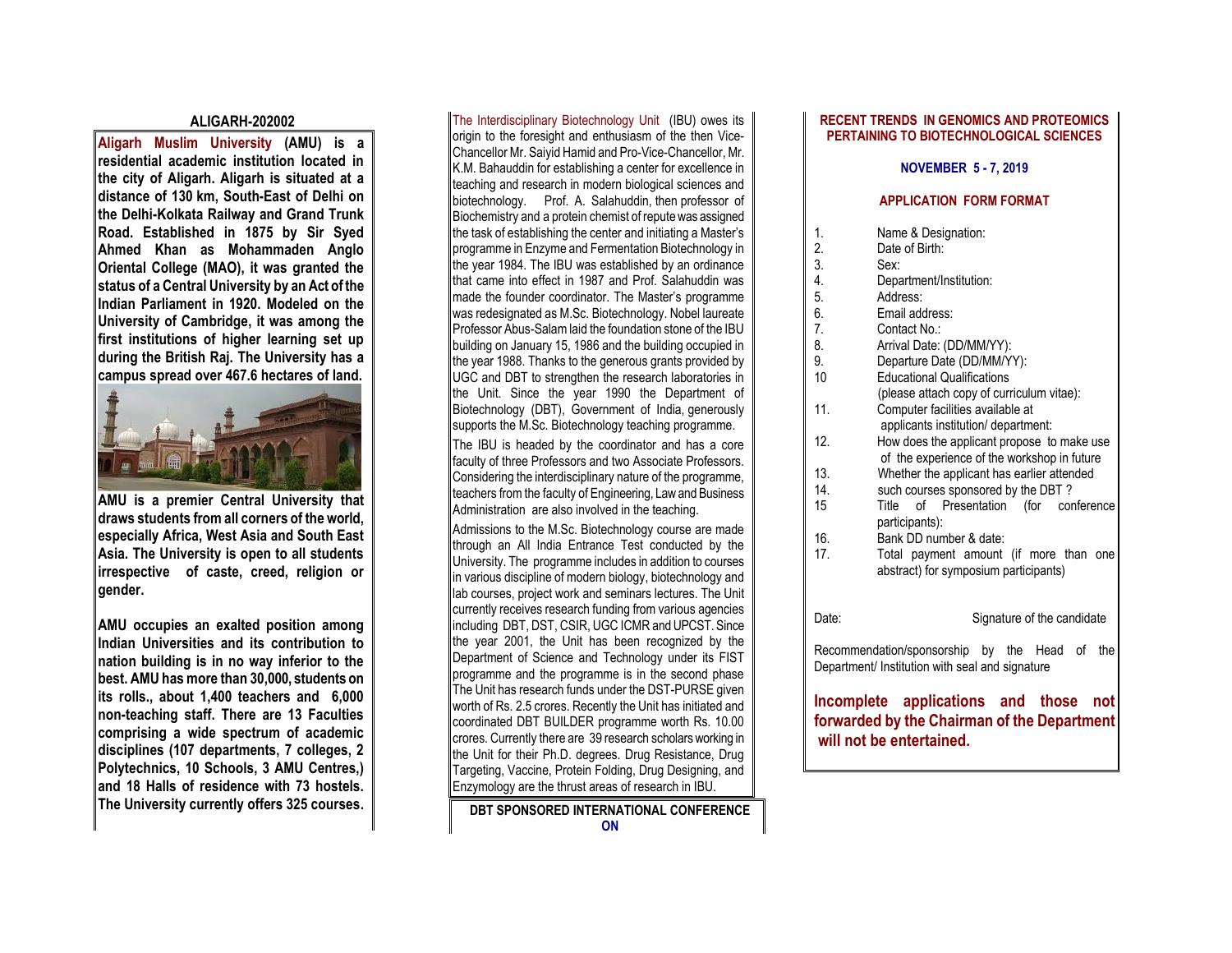## ALIGARH-202002

**Aligarh Muslim University (AMU) is a residential academic institution located in the city of Aligarh. Aligarh is situated at a distance of 130 km, South-East of Delhi on the Delhi-Kolkata Railway and Grand Trunk Road. Established in 1875 by Sir Syed Ahmed Khan as Mohammaden Anglo Oriental College (MAO), it was granted the status of a Central University by an Act of the Indian Parliament in 1920. Modeled on the University of Cambridge, it was among the first institutions of higher learning set up during the British Raj. The University has a campus spread over 467.6 hectares of land.**

**AMU is a premier Central University that draws students from all corners of the world, especially Africa, West Asia and South East Asia. The University is open to all students irrespective of caste, creed, religion or gender.**

**AMU occupies an exalted position among Indian Universities and its contribution to nation building is in no way inferior to the best. AMU has more than 30,000, students on its rolls., about 1,400 teachers and 6,000 non-teaching staff. There are 13 Faculties comprising a wide spectrum of academic disciplines (107 departments, 7 colleges, 2 Polytechnics, 10 Schools, 3 AMU Centres,) and 18 Halls of residence with 73 hostels. The University currently offers 325 courses.**

The Interdisciplinary Biotechnology Unit (IBU) owes its origin to the foresight and enthusiasm of the then Vice-Chancellor Mr. Saiyid Hamid and Pro-Vice-Chancellor, Mr. K.M. Bahauddin for establishing a center for excellence in teaching and research in modern biological sciences and biotechnology. Prof. A. Salahuddin, then professor of Biochemistry and a protein chemist of repute was assigned the task of establishing the center and initiating a Master's programme in Enzyme and Fermentation Biotechnology in the year 1984. The IBU was established by an ordinance that came into effect in 1987 and Prof. Salahuddin was made the founder coordinator. The Master's programme was redesignated as M.Sc. Biotechnology. Nobel laureate Professor Abus-Salam laid the foundation stone of the IBU building on January 15, 1986 and the building occupied in the year 1988. Thanks to the generous grants provided by UGC and DBT to strengthen the research laboratories in the Unit. Since the year 1990 the Department of Biotechnology (DBT), Government of India, generously supports the M.Sc. Biotechnology teaching programme.

The IBU is headed by the coordinator and has a core faculty of three Professors and two Associate Professors. Considering the interdisciplinary nature of the programme, teachers from the faculty of Engineering, Law and Business Administration are also involved in the teaching.

Admissions to the M.Sc. Biotechnology course are made through an All India Entrance Test conducted by the University. The programme includes in addition to courses in various discipline of modern biology, biotechnology and lab courses, project work and seminars lectures. The Unit currently receives research funding from various agencies including DBT, DST, CSIR, UGC ICMR and UPCST. Since the year 2001, the Unit has been recognized by the Department of Science and Technology under its FIST programme and the programme is in the second phase The Unit has research funds under the DST-PURSE given worth of Rs. 2.5 crores. Recently the Unit has initiated and coordinated DBT BUILDER programme worth Rs. 10.00 crores. Currently there are 39 research scholars working in the Unit for their Ph.D. degrees. Drug Resistance, Drug Targeting, Vaccine, Protein Folding, Drug Designing, and Enzymology are the thrust areas of research in IBU.

**DBT SPONSORED INTERNATIONAL CONFERENCE**

**ON**

**RECENT TRENDS IN GENOMICS AND PROTEOMICS PERTAINING TO BIOTECHNOLOGICAL SCIENCES**

**NOVEMBER 5 - 7, 2019**

**APPLICATION FORM FORMAT**

1. Name & Designation:
2. Date of Birth:
3. Sex:
4. Department/Institution:
5. Address:
6. Email address:
7. Contact No.:
8. Arrival Date: (DD/MM/YY):
9. Departure Date (DD/MM/YY):
10. Educational Qualifications (please attach copy of curriculum vitae):
11. Computer facilities available at applicants institution/ department:
12. How does the applicant propose to make use of the experience of the workshop in future
13. Whether the applicant has earlier attended
14. such courses sponsored by the DBT ?
15. Title of Presentation (for conference participants):
16. Bank DD number & date:
17. Total payment amount (if more than one abstract) for symposium participants)

Date: Signature of the candidate

Recommendation/sponsorship by the Head of the Department/ Institution with seal and signature

**Incomplete applications and those not forwarded by the Chairman of the Department will not be entertained.**